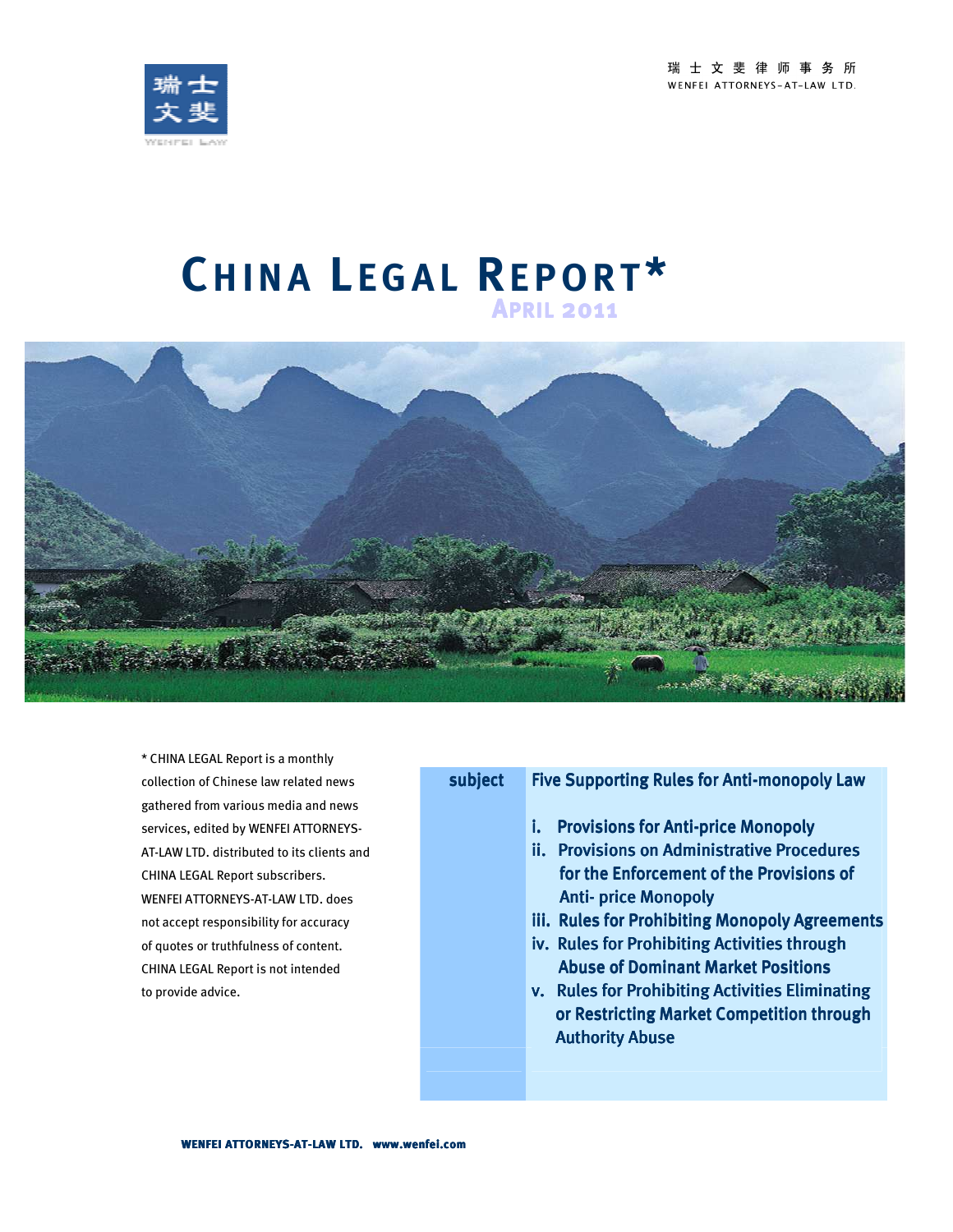瑞士文斐律师事务所
WENFEI ATTORNEYS-AT-LAW LTD.

# CHINA LEGAL REPORT*

**APRIL 2011**

* CHINA LEGAL Report is a monthly collection of Chinese law related news gathered from various media and news services, edited by WENFEI ATTORNEYS-AT-LAW LTD. distributed to its clients and CHINA LEGAL Report subscribers. WENFEI ATTORNEYS-AT-LAW LTD. does not accept responsibility for accuracy of quotes or truthfulness of content. CHINA LEGAL Report is not intended to provide advice.

| subject | Five Supporting Rules for Anti-monopoly Law |
|---|---|
| | i. Provisions for Anti-price Monopoly<br>ii. Provisions on Administrative Procedures for the Enforcement of the Provisions of Anti- price Monopoly<br>iii. Rules for Prohibiting Monopoly Agreements<br>iv. Rules for Prohibiting Activities through Abuse of Dominant Market Positions<br>v. Rules for Prohibiting Activities Eliminating or Restricting Market Competition through Authority Abuse |

**WENFEI ATTORNEYS-AT-LAW LTD. www.wenfei.com**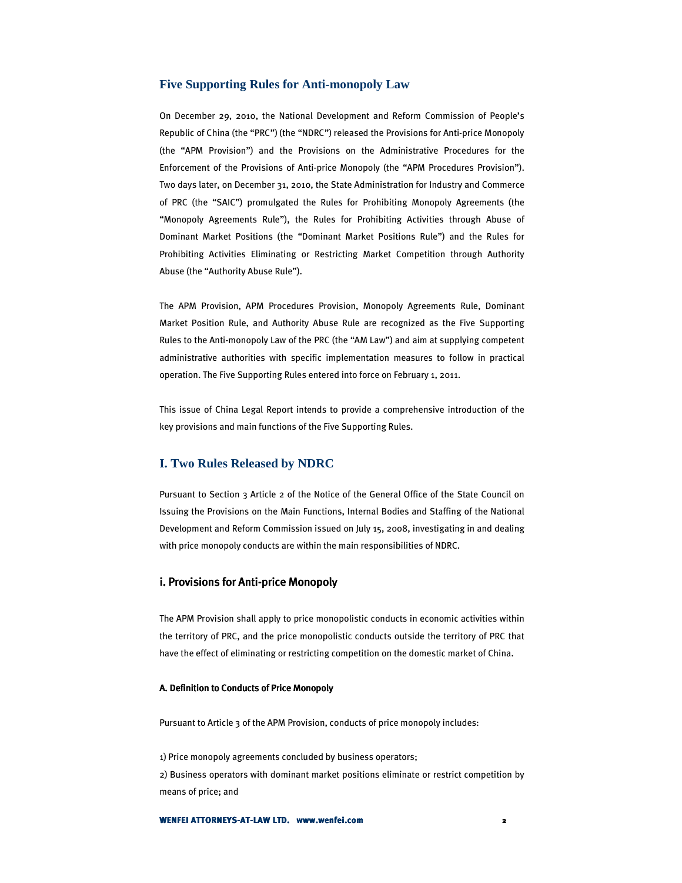## Five Supporting Rules for Anti-monopoly Law

On December 29, 2010, the National Development and Reform Commission of People's Republic of China (the "PRC") (the "NDRC") released the Provisions for Anti-price Monopoly (the "APM Provision") and the Provisions on the Administrative Procedures for the Enforcement of the Provisions of Anti-price Monopoly (the "APM Procedures Provision"). Two days later, on December 31, 2010, the State Administration for Industry and Commerce of PRC (the "SAIC") promulgated the Rules for Prohibiting Monopoly Agreements (the "Monopoly Agreements Rule"), the Rules for Prohibiting Activities through Abuse of Dominant Market Positions (the "Dominant Market Positions Rule") and the Rules for Prohibiting Activities Eliminating or Restricting Market Competition through Authority Abuse (the "Authority Abuse Rule").

The APM Provision, APM Procedures Provision, Monopoly Agreements Rule, Dominant Market Position Rule, and Authority Abuse Rule are recognized as the Five Supporting Rules to the Anti-monopoly Law of the PRC (the "AM Law") and aim at supplying competent administrative authorities with specific implementation measures to follow in practical operation. The Five Supporting Rules entered into force on February 1, 2011.

This issue of China Legal Report intends to provide a comprehensive introduction of the key provisions and main functions of the Five Supporting Rules.

## I. Two Rules Released by NDRC

Pursuant to Section 3 Article 2 of the Notice of the General Office of the State Council on Issuing the Provisions on the Main Functions, Internal Bodies and Staffing of the National Development and Reform Commission issued on July 15, 2008, investigating in and dealing with price monopoly conducts are within the main responsibilities of NDRC.

### i. Provisions for Anti-price Monopoly

The APM Provision shall apply to price monopolistic conducts in economic activities within the territory of PRC, and the price monopolistic conducts outside the territory of PRC that have the effect of eliminating or restricting competition on the domestic market of China.

#### A. Definition to Conducts of Price Monopoly

Pursuant to Article 3 of the APM Provision, conducts of price monopoly includes:

1) Price monopoly agreements concluded by business operators;
2) Business operators with dominant market positions eliminate or restrict competition by means of price; and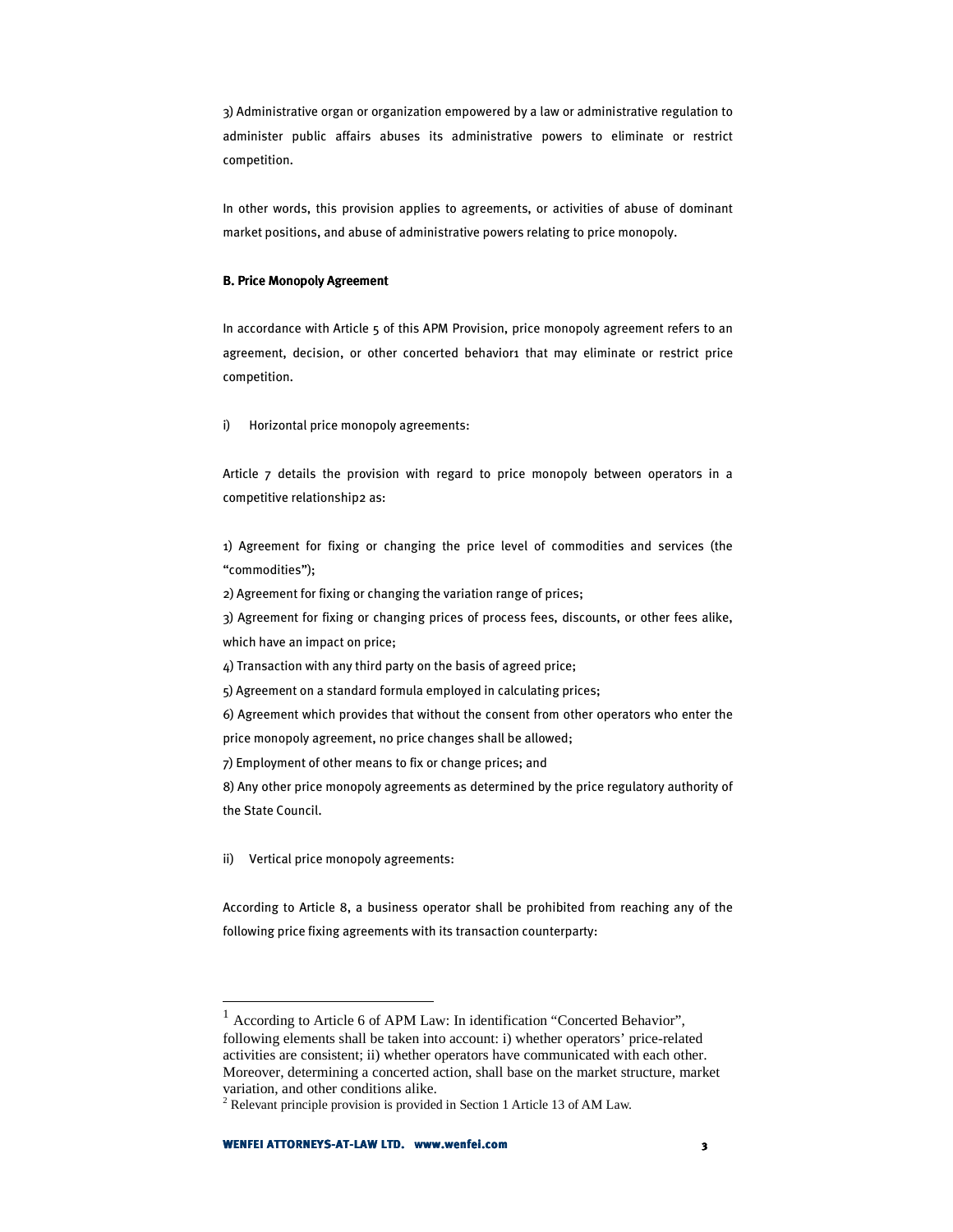3) Administrative organ or organization empowered by a law or administrative regulation to administer public affairs abuses its administrative powers to eliminate or restrict competition.

In other words, this provision applies to agreements, or activities of abuse of dominant market positions, and abuse of administrative powers relating to price monopoly.

**B. Price Monopoly Agreement**

In accordance with Article 5 of this APM Provision, price monopoly agreement refers to an agreement, decision, or other concerted behavior[1] that may eliminate or restrict price competition.

i) Horizontal price monopoly agreements:

Article 7 details the provision with regard to price monopoly between operators in a competitive relationship[2] as:

1) Agreement for fixing or changing the price level of commodities and services (the "commodities");
2) Agreement for fixing or changing the variation range of prices;
3) Agreement for fixing or changing prices of process fees, discounts, or other fees alike, which have an impact on price;
4) Transaction with any third party on the basis of agreed price;
5) Agreement on a standard formula employed in calculating prices;
6) Agreement which provides that without the consent from other operators who enter the price monopoly agreement, no price changes shall be allowed;
7) Employment of other means to fix or change prices; and
8) Any other price monopoly agreements as determined by the price regulatory authority of the State Council.

ii) Vertical price monopoly agreements:

According to Article 8, a business operator shall be prohibited from reaching any of the following price fixing agreements with its transaction counterparty:

---

[1] According to Article 6 of APM Law: In identification "Concerted Behavior", following elements shall be taken into account: i) whether operators' price-related activities are consistent; ii) whether operators have communicated with each other. Moreover, determining a concerted action, shall base on the market structure, market variation, and other conditions alike.

[2] Relevant principle provision is provided in Section 1 Article 13 of AM Law.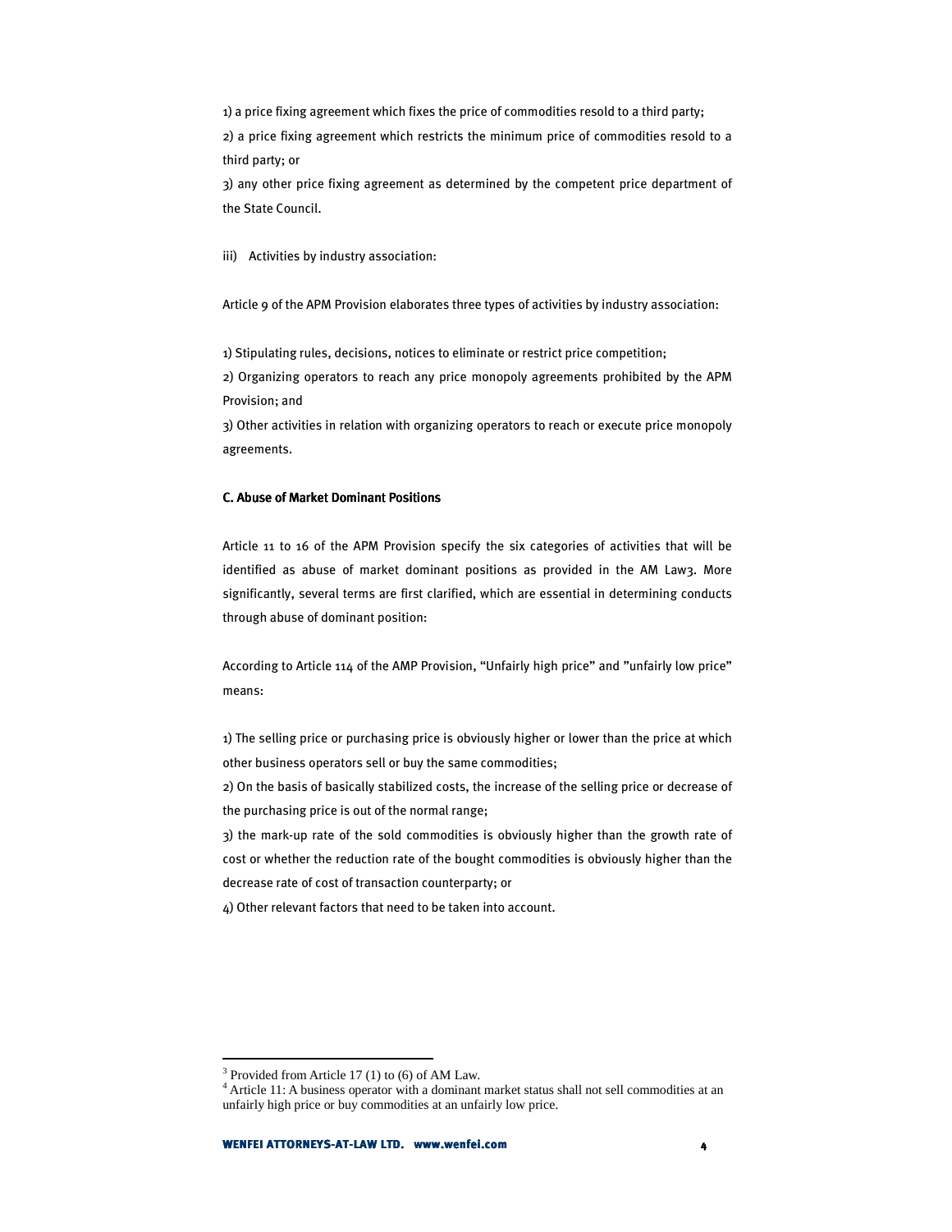1) a price fixing agreement which fixes the price of commodities resold to a third party;

2) a price fixing agreement which restricts the minimum price of commodities resold to a third party; or

3) any other price fixing agreement as determined by the competent price department of the State Council.

iii) Activities by industry association:

Article 9 of the APM Provision elaborates three types of activities by industry association:

1) Stipulating rules, decisions, notices to eliminate or restrict price competition;

2) Organizing operators to reach any price monopoly agreements prohibited by the APM Provision; and

3) Other activities in relation with organizing operators to reach or execute price monopoly agreements.

**C. Abuse of Market Dominant Positions**

Article 11 to 16 of the APM Provision specify the six categories of activities that will be identified as abuse of market dominant positions as provided in the AM Law[3]. More significantly, several terms are first clarified, which are essential in determining conducts through abuse of dominant position:

According to Article 11[4] of the AMP Provision, "Unfairly high price" and "unfairly low price" means:

1) The selling price or purchasing price is obviously higher or lower than the price at which other business operators sell or buy the same commodities;

2) On the basis of basically stabilized costs, the increase of the selling price or decrease of the purchasing price is out of the normal range;

3) the mark-up rate of the sold commodities is obviously higher than the growth rate of cost or whether the reduction rate of the bought commodities is obviously higher than the decrease rate of cost of transaction counterparty; or

4) Other relevant factors that need to be taken into account.

---

[3] Provided from Article 17 (1) to (6) of AM Law.

[4] Article 11: A business operator with a dominant market status shall not sell commodities at an unfairly high price or buy commodities at an unfairly low price.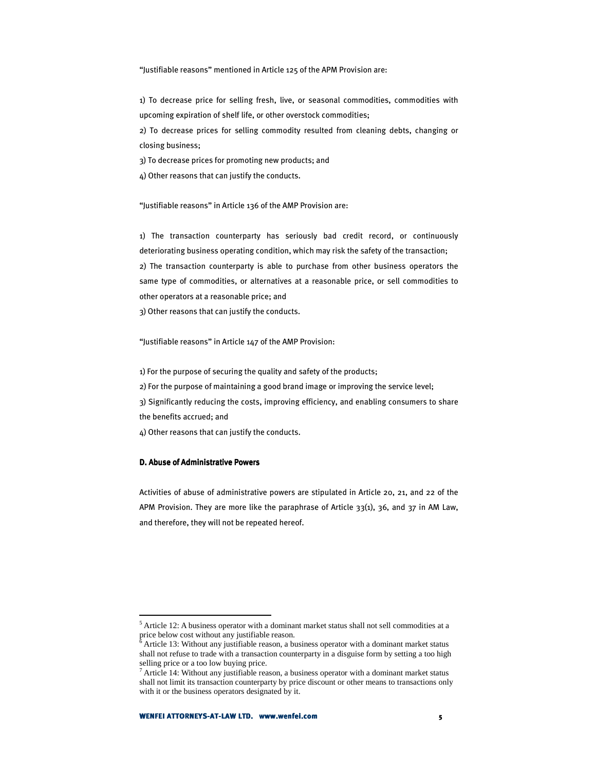"Justifiable reasons" mentioned in Article 125 of the APM Provision are:

1) To decrease price for selling fresh, live, or seasonal commodities, commodities with upcoming expiration of shelf life, or other overstock commodities;

2) To decrease prices for selling commodity resulted from cleaning debts, changing or closing business;

3) To decrease prices for promoting new products; and

4) Other reasons that can justify the conducts.

"Justifiable reasons" in Article 136 of the AMP Provision are:

1) The transaction counterparty has seriously bad credit record, or continuously deteriorating business operating condition, which may risk the safety of the transaction;

2) The transaction counterparty is able to purchase from other business operators the same type of commodities, or alternatives at a reasonable price, or sell commodities to other operators at a reasonable price; and

3) Other reasons that can justify the conducts.

"Justifiable reasons" in Article 147 of the AMP Provision:

1) For the purpose of securing the quality and safety of the products;

2) For the purpose of maintaining a good brand image or improving the service level;

3) Significantly reducing the costs, improving efficiency, and enabling consumers to share the benefits accrued; and

4) Other reasons that can justify the conducts.

### D. Abuse of Administrative Powers

Activities of abuse of administrative powers are stipulated in Article 20, 21, and 22 of the APM Provision. They are more like the paraphrase of Article 33(1), 36, and 37 in AM Law, and therefore, they will not be repeated hereof.

---

[5] Article 12: A business operator with a dominant market status shall not sell commodities at a price below cost without any justifiable reason.

[6] Article 13: Without any justifiable reason, a business operator with a dominant market status shall not refuse to trade with a transaction counterparty in a disguise form by setting a too high selling price or a too low buying price.

[7] Article 14: Without any justifiable reason, a business operator with a dominant market status shall not limit its transaction counterparty by price discount or other means to transactions only with it or the business operators designated by it.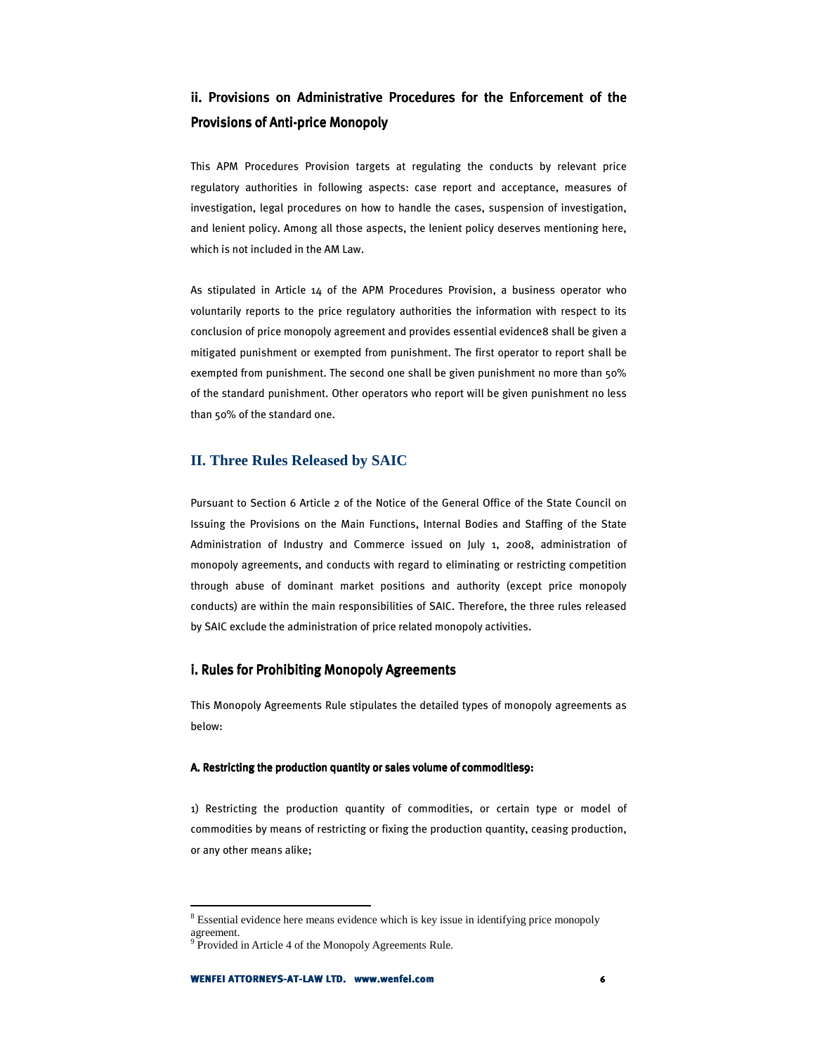### ii. Provisions on Administrative Procedures for the Enforcement of the Provisions of Anti-price Monopoly

This APM Procedures Provision targets at regulating the conducts by relevant price regulatory authorities in following aspects: case report and acceptance, measures of investigation, legal procedures on how to handle the cases, suspension of investigation, and lenient policy. Among all those aspects, the lenient policy deserves mentioning here, which is not included in the AM Law.

As stipulated in Article 14 of the APM Procedures Provision, a business operator who voluntarily reports to the price regulatory authorities the information with respect to its conclusion of price monopoly agreement and provides essential evidence[8] shall be given a mitigated punishment or exempted from punishment. The first operator to report shall be exempted from punishment. The second one shall be given punishment no more than 50% of the standard punishment. Other operators who report will be given punishment no less than 50% of the standard one.

## II. Three Rules Released by SAIC

Pursuant to Section 6 Article 2 of the Notice of the General Office of the State Council on Issuing the Provisions on the Main Functions, Internal Bodies and Staffing of the State Administration of Industry and Commerce issued on July 1, 2008, administration of monopoly agreements, and conducts with regard to eliminating or restricting competition through abuse of dominant market positions and authority (except price monopoly conducts) are within the main responsibilities of SAIC. Therefore, the three rules released by SAIC exclude the administration of price related monopoly activities.

### i. Rules for Prohibiting Monopoly Agreements

This Monopoly Agreements Rule stipulates the detailed types of monopoly agreements as below:

#### A. Restricting the production quantity or sales volume of commodities[9]:

1) Restricting the production quantity of commodities, or certain type or model of commodities by means of restricting or fixing the production quantity, ceasing production, or any other means alike;

---

[8] Essential evidence here means evidence which is key issue in identifying price monopoly agreement.

[9] Provided in Article 4 of the Monopoly Agreements Rule.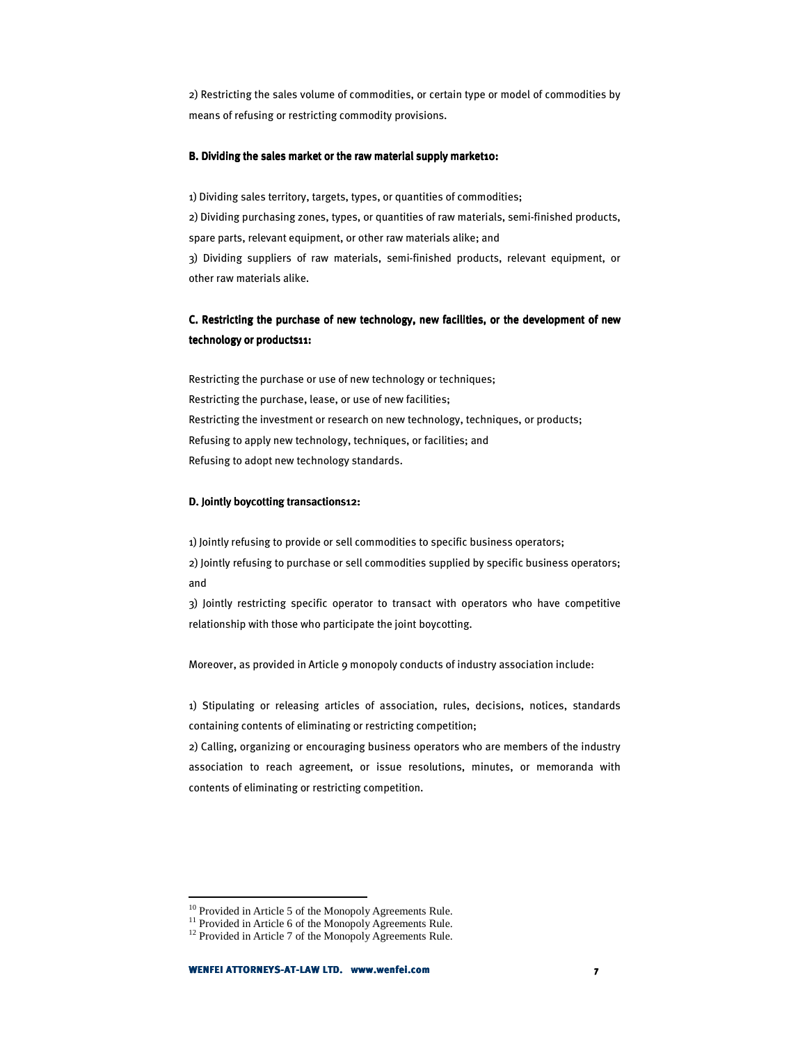2) Restricting the sales volume of commodities, or certain type or model of commodities by means of refusing or restricting commodity provisions.

**B. Dividing the sales market or the raw material supply market[10]:**

1) Dividing sales territory, targets, types, or quantities of commodities;
2) Dividing purchasing zones, types, or quantities of raw materials, semi-finished products, spare parts, relevant equipment, or other raw materials alike; and
3) Dividing suppliers of raw materials, semi-finished products, relevant equipment, or other raw materials alike.

**C. Restricting the purchase of new technology, new facilities, or the development of new technology or products[11]:**

Restricting the purchase or use of new technology or techniques;
Restricting the purchase, lease, or use of new facilities;
Restricting the investment or research on new technology, techniques, or products;
Refusing to apply new technology, techniques, or facilities; and
Refusing to adopt new technology standards.

**D. Jointly boycotting transactions[12]:**

1) Jointly refusing to provide or sell commodities to specific business operators;
2) Jointly refusing to purchase or sell commodities supplied by specific business operators; and
3) Jointly restricting specific operator to transact with operators who have competitive relationship with those who participate the joint boycotting.

Moreover, as provided in Article 9 monopoly conducts of industry association include:

1) Stipulating or releasing articles of association, rules, decisions, notices, standards containing contents of eliminating or restricting competition;
2) Calling, organizing or encouraging business operators who are members of the industry association to reach agreement, or issue resolutions, minutes, or memoranda with contents of eliminating or restricting competition.

---

[10] Provided in Article 5 of the Monopoly Agreements Rule.
[11] Provided in Article 6 of the Monopoly Agreements Rule.
[12] Provided in Article 7 of the Monopoly Agreements Rule.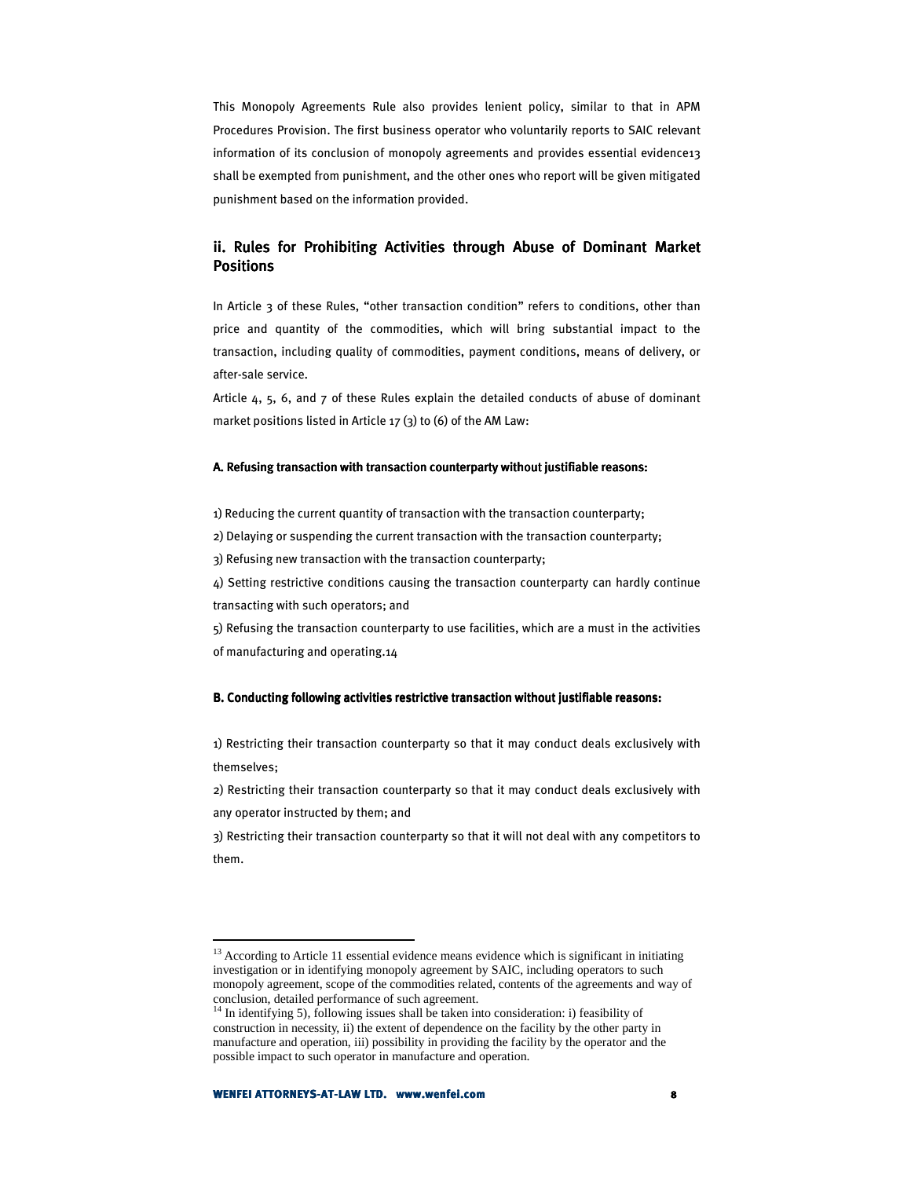This Monopoly Agreements Rule also provides lenient policy, similar to that in APM Procedures Provision. The first business operator who voluntarily reports to SAIC relevant information of its conclusion of monopoly agreements and provides essential evidence[13] shall be exempted from punishment, and the other ones who report will be given mitigated punishment based on the information provided.

## ii. Rules for Prohibiting Activities through Abuse of Dominant Market Positions

In Article 3 of these Rules, "other transaction condition" refers to conditions, other than price and quantity of the commodities, which will bring substantial impact to the transaction, including quality of commodities, payment conditions, means of delivery, or after-sale service.

Article 4, 5, 6, and 7 of these Rules explain the detailed conducts of abuse of dominant market positions listed in Article 17 (3) to (6) of the AM Law:

#### A. Refusing transaction with transaction counterparty without justifiable reasons:

1) Reducing the current quantity of transaction with the transaction counterparty;

2) Delaying or suspending the current transaction with the transaction counterparty;

3) Refusing new transaction with the transaction counterparty;

4) Setting restrictive conditions causing the transaction counterparty can hardly continue transacting with such operators; and

5) Refusing the transaction counterparty to use facilities, which are a must in the activities of manufacturing and operating.[14]

#### B. Conducting following activities restrictive transaction without justifiable reasons:

1) Restricting their transaction counterparty so that it may conduct deals exclusively with themselves;

2) Restricting their transaction counterparty so that it may conduct deals exclusively with any operator instructed by them; and

3) Restricting their transaction counterparty so that it will not deal with any competitors to them.

---

[13] According to Article 11 essential evidence means evidence which is significant in initiating investigation or in identifying monopoly agreement by SAIC, including operators to such monopoly agreement, scope of the commodities related, contents of the agreements and way of conclusion, detailed performance of such agreement.

[14] In identifying 5), following issues shall be taken into consideration: i) feasibility of construction in necessity, ii) the extent of dependence on the facility by the other party in manufacture and operation, iii) possibility in providing the facility by the operator and the possible impact to such operator in manufacture and operation.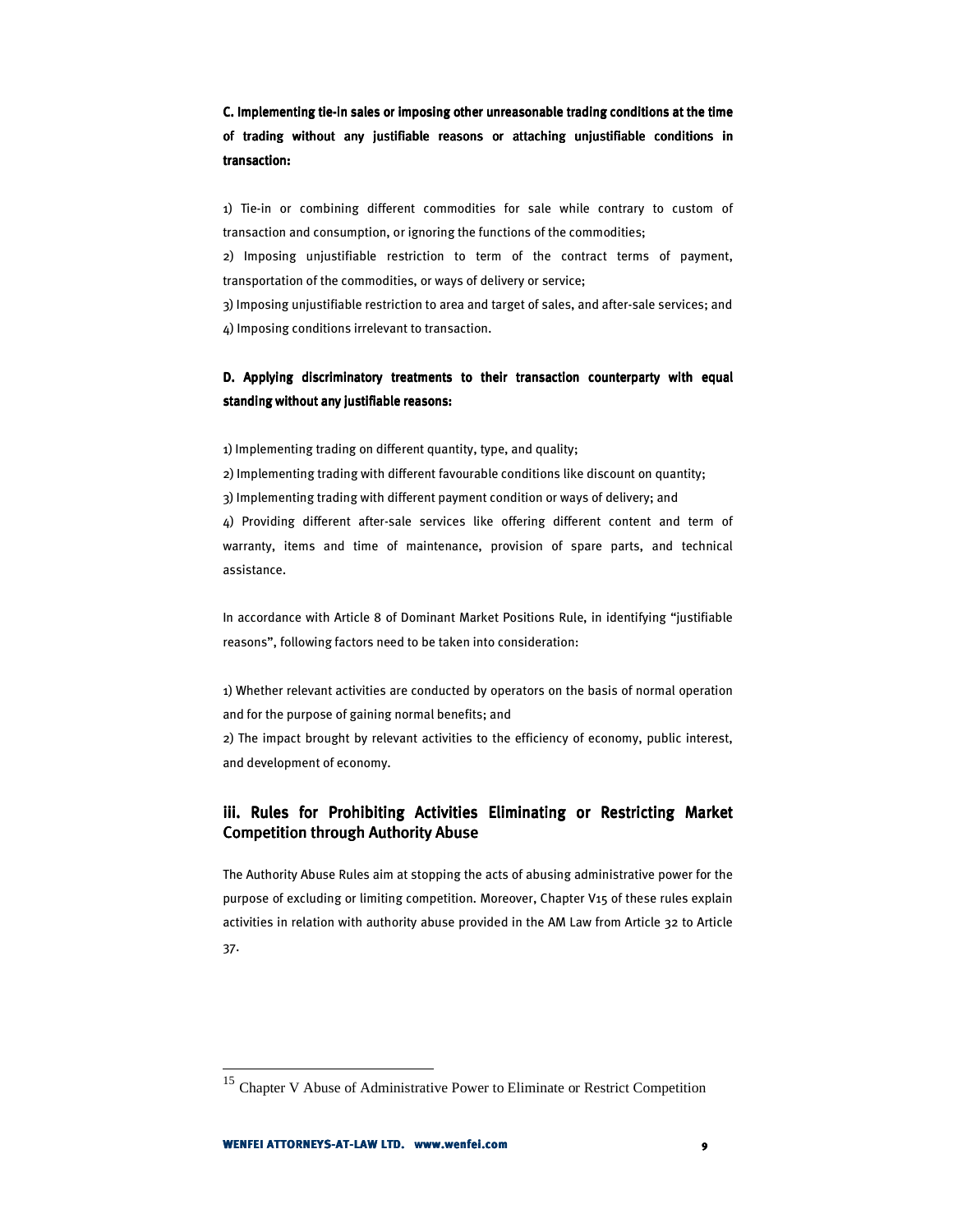**C. Implementing tie-in sales or imposing other unreasonable trading conditions at the time of trading without any justifiable reasons or attaching unjustifiable conditions in transaction:**

1) Tie-in or combining different commodities for sale while contrary to custom of transaction and consumption, or ignoring the functions of the commodities;
2) Imposing unjustifiable restriction to term of the contract terms of payment, transportation of the commodities, or ways of delivery or service;
3) Imposing unjustifiable restriction to area and target of sales, and after-sale services; and
4) Imposing conditions irrelevant to transaction.

**D. Applying discriminatory treatments to their transaction counterparty with equal standing without any justifiable reasons:**

1) Implementing trading on different quantity, type, and quality;
2) Implementing trading with different favourable conditions like discount on quantity;
3) Implementing trading with different payment condition or ways of delivery; and
4) Providing different after-sale services like offering different content and term of warranty, items and time of maintenance, provision of spare parts, and technical assistance.

In accordance with Article 8 of Dominant Market Positions Rule, in identifying "justifiable reasons", following factors need to be taken into consideration:

1) Whether relevant activities are conducted by operators on the basis of normal operation and for the purpose of gaining normal benefits; and
2) The impact brought by relevant activities to the efficiency of economy, public interest, and development of economy.

## iii. Rules for Prohibiting Activities Eliminating or Restricting Market Competition through Authority Abuse

The Authority Abuse Rules aim at stopping the acts of abusing administrative power for the purpose of excluding or limiting competition. Moreover, Chapter V[15] of these rules explain activities in relation with authority abuse provided in the AM Law from Article 32 to Article 37.

[15] Chapter V Abuse of Administrative Power to Eliminate or Restrict Competition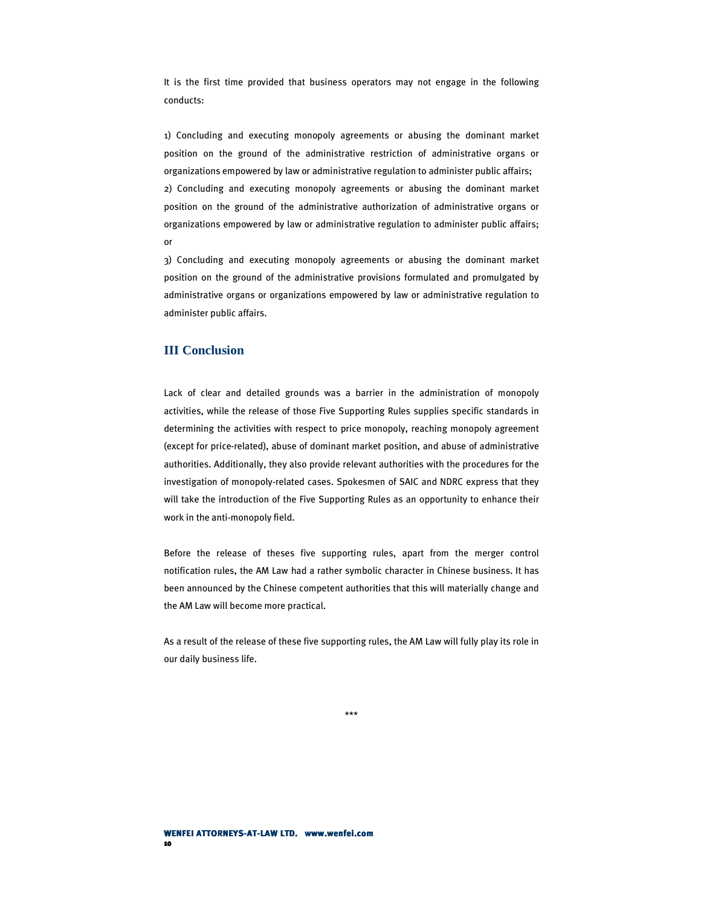It is the first time provided that business operators may not engage in the following conducts:

1) Concluding and executing monopoly agreements or abusing the dominant market position on the ground of the administrative restriction of administrative organs or organizations empowered by law or administrative regulation to administer public affairs;
2) Concluding and executing monopoly agreements or abusing the dominant market position on the ground of the administrative authorization of administrative organs or organizations empowered by law or administrative regulation to administer public affairs; or
3) Concluding and executing monopoly agreements or abusing the dominant market position on the ground of the administrative provisions formulated and promulgated by administrative organs or organizations empowered by law or administrative regulation to administer public affairs.

## III Conclusion

Lack of clear and detailed grounds was a barrier in the administration of monopoly activities, while the release of those Five Supporting Rules supplies specific standards in determining the activities with respect to price monopoly, reaching monopoly agreement (except for price-related), abuse of dominant market position, and abuse of administrative authorities. Additionally, they also provide relevant authorities with the procedures for the investigation of monopoly-related cases. Spokesmen of SAIC and NDRC express that they will take the introduction of the Five Supporting Rules as an opportunity to enhance their work in the anti-monopoly field.

Before the release of theses five supporting rules, apart from the merger control notification rules, the AM Law had a rather symbolic character in Chinese business. It has been announced by the Chinese competent authorities that this will materially change and the AM Law will become more practical.

As a result of the release of these five supporting rules, the AM Law will fully play its role in our daily business life.

***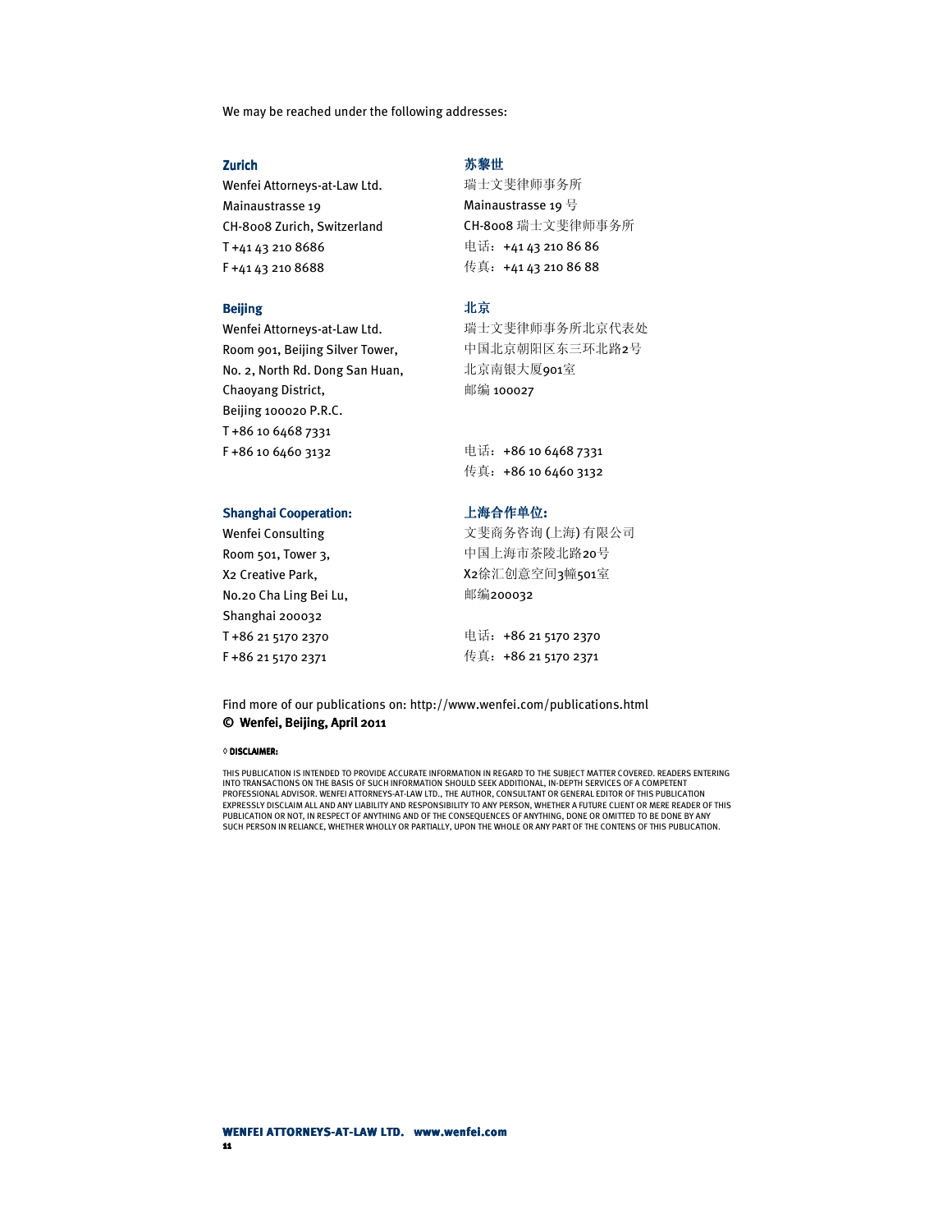We may be reached under the following addresses:

**Zurich**

Wenfei Attorneys-at-Law Ltd.
Mainaustrasse 19
CH-8008 Zurich, Switzerland
T +41 43 210 8686
F +41 43 210 8688

**苏黎世**

瑞士文斐律师事务所
Mainaustrasse 19 号
CH-8008 瑞士文斐律师事务所
电话：+41 43 210 86 86
传真：+41 43 210 86 88

**Beijing**

Wenfei Attorneys-at-Law Ltd.
Room 901, Beijing Silver Tower,
No. 2, North Rd. Dong San Huan,
Chaoyang District,
Beijing 100020 P.R.C.
T +86 10 6468 7331
F +86 10 6460 3132

**北京**

瑞士文斐律师事务所北京代表处
中国北京朝阳区东三环北路2号
北京南银大厦901室
邮编 100027

电话：+86 10 6468 7331
传真：+86 10 6460 3132

**Shanghai Cooperation:**

Wenfei Consulting
Room 501, Tower 3,
X2 Creative Park,
No.20 Cha Ling Bei Lu,
Shanghai 200032
T +86 21 5170 2370
F +86 21 5170 2371

**上海合作单位:**

文斐商务咨询 (上海) 有限公司
中国上海市茶陵北路20号
X2徐汇创意空间3幢501室
邮编200032

电话：+86 21 5170 2370
传真：+86 21 5170 2371

Find more of our publications on: http://www.wenfei.com/publications.html

**© Wenfei, Beijing, April 2011**

**◊ DISCLAIMER:**

THIS PUBLICATION IS INTENDED TO PROVIDE ACCURATE INFORMATION IN REGARD TO THE SUBJECT MATTER COVERED. READERS ENTERING INTO TRANSACTIONS ON THE BASIS OF SUCH INFORMATION SHOULD SEEK ADDITIONAL, IN-DEPTH SERVICES OF A COMPETENT PROFESSIONAL ADVISOR. WENFEI ATTORNEYS-AT-LAW LTD., THE AUTHOR, CONSULTANT OR GENERAL EDITOR OF THIS PUBLICATION EXPRESSLY DISCLAIM ALL AND ANY LIABILITY AND RESPONSIBILITY TO ANY PERSON, WHETHER A FUTURE CLIENT OR MERE READER OF THIS PUBLICATION OR NOT, IN RESPECT OF ANYTHING AND OF THE CONSEQUENCES OF ANYTHING, DONE OR OMITTED TO BE DONE BY ANY SUCH PERSON IN RELIANCE, WHETHER WHOLLY OR PARTIALLY, UPON THE WHOLE OR ANY PART OF THE CONTENS OF THIS PUBLICATION.